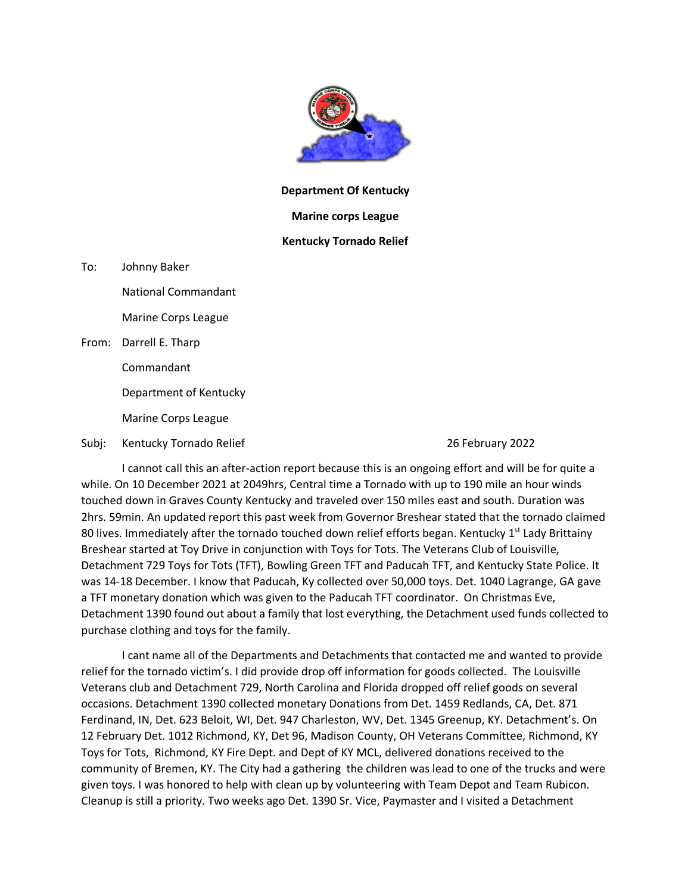**Department Of Kentucky**

**Marine corps League**

**Kentucky Tornado Relief**

To: Johnny Baker

National Commandant

Marine Corps League

From: Darrell E. Tharp

Commandant

Department of Kentucky

Marine Corps League

Subj: Kentucky Tornado Relief 26 February 2022

I cannot call this an after-action report because this is an ongoing effort and will be for quite a while. On 10 December 2021 at 2049hrs, Central time a Tornado with up to 190 mile an hour winds touched down in Graves County Kentucky and traveled over 150 miles east and south. Duration was 2hrs. 59min. An updated report this past week from Governor Breshear stated that the tornado claimed 80 lives. Immediately after the tornado touched down relief efforts began. Kentucky 1st Lady Brittainy Breshear started at Toy Drive in conjunction with Toys for Tots. The Veterans Club of Louisville, Detachment 729 Toys for Tots (TFT), Bowling Green TFT and Paducah TFT, and Kentucky State Police. It was 14-18 December. I know that Paducah, Ky collected over 50,000 toys. Det. 1040 Lagrange, GA gave a TFT monetary donation which was given to the Paducah TFT coordinator. On Christmas Eve, Detachment 1390 found out about a family that lost everything, the Detachment used funds collected to purchase clothing and toys for the family.

I cant name all of the Departments and Detachments that contacted me and wanted to provide relief for the tornado victim's. I did provide drop off information for goods collected. The Louisville Veterans club and Detachment 729, North Carolina and Florida dropped off relief goods on several occasions. Detachment 1390 collected monetary Donations from Det. 1459 Redlands, CA, Det. 871 Ferdinand, IN, Det. 623 Beloit, WI, Det. 947 Charleston, WV, Det. 1345 Greenup, KY. Detachment's. On 12 February Det. 1012 Richmond, KY, Det 96, Madison County, OH Veterans Committee, Richmond, KY Toys for Tots, Richmond, KY Fire Dept. and Dept of KY MCL, delivered donations received to the community of Bremen, KY. The City had a gathering the children was lead to one of the trucks and were given toys. I was honored to help with clean up by volunteering with Team Depot and Team Rubicon. Cleanup is still a priority. Two weeks ago Det. 1390 Sr. Vice, Paymaster and I visited a Detachment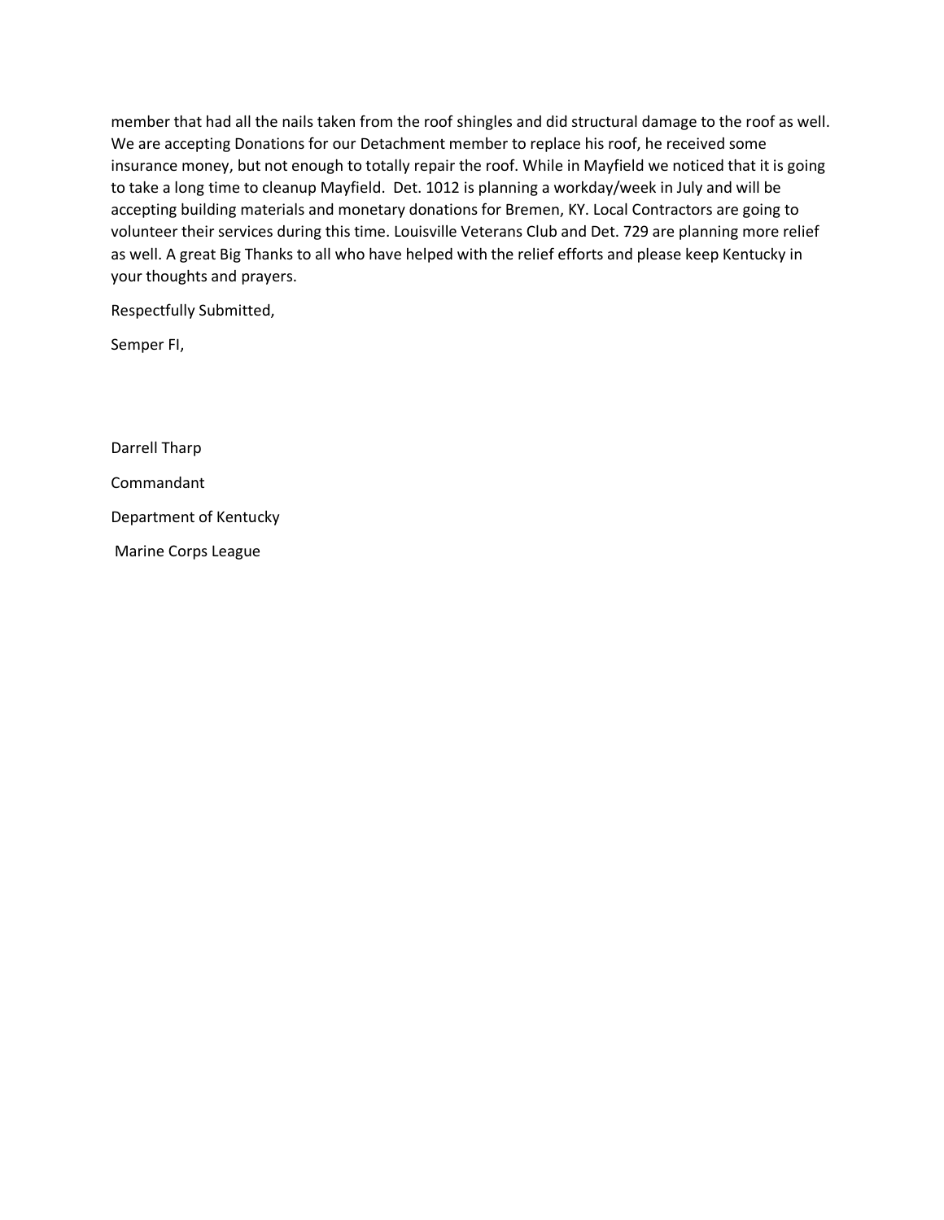member that had all the nails taken from the roof shingles and did structural damage to the roof as well. We are accepting Donations for our Detachment member to replace his roof, he received some insurance money, but not enough to totally repair the roof. While in Mayfield we noticed that it is going to take a long time to cleanup Mayfield. Det. 1012 is planning a workday/week in July and will be accepting building materials and monetary donations for Bremen, KY. Local Contractors are going to volunteer their services during this time. Louisville Veterans Club and Det. 729 are planning more relief as well. A great Big Thanks to all who have helped with the relief efforts and please keep Kentucky in your thoughts and prayers.

Respectfully Submitted,

Semper FI,

Darrell Tharp

Commandant

Department of Kentucky

Marine Corps League